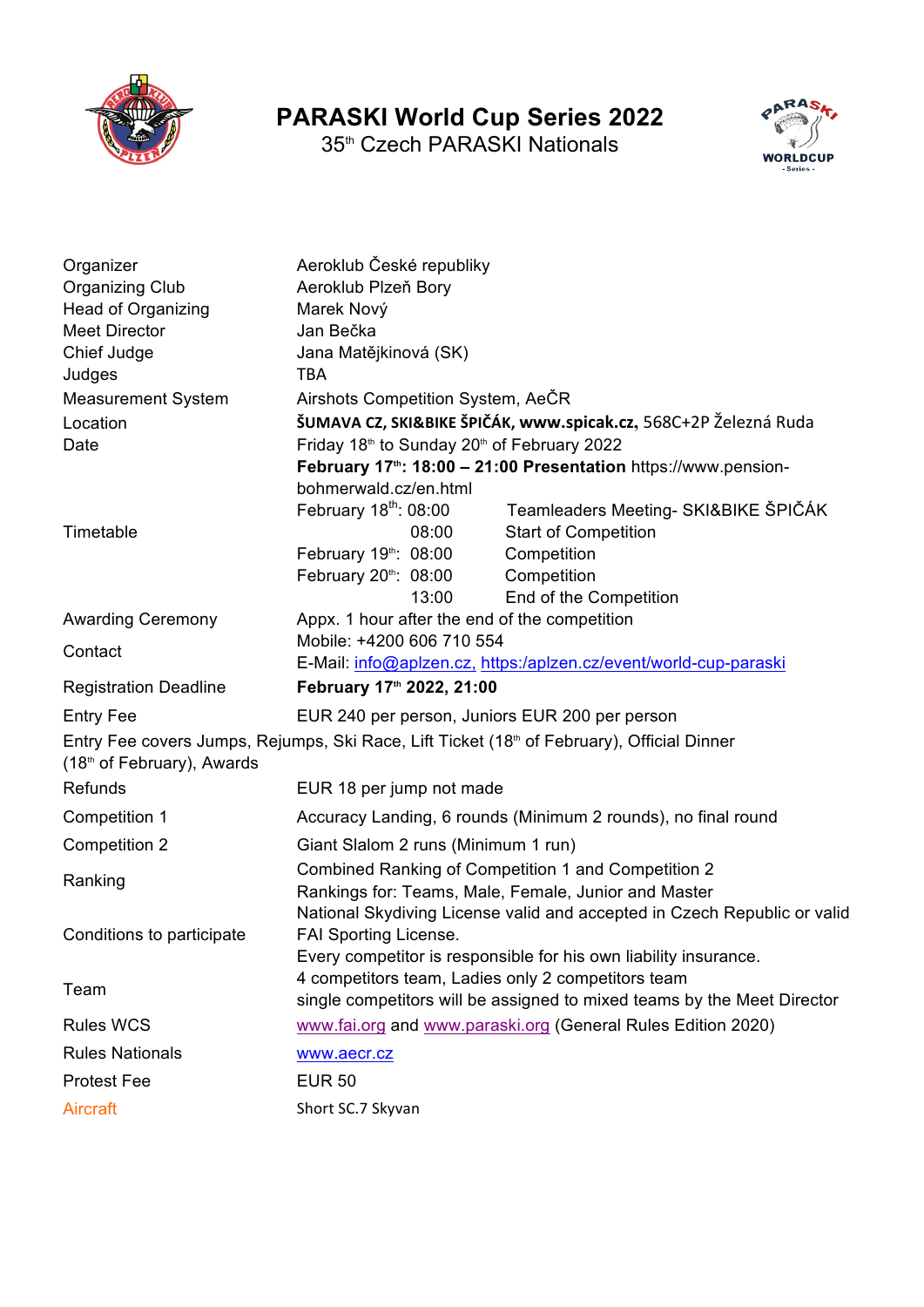# PARASKI World Cup Series 2022

## 35th Czech PARASKI Nationals

| | |
|---|---|
| Organizer | Aeroklub České republiky |
| Organizing Club | Aeroklub Plzeň Bory |
| Head of Organizing | Marek Nový |
| Meet Director | Jan Bečka |
| Chief Judge | Jana Matějkinová (SK) |
| Judges | TBA |
| Measurement System | Airshots Competition System, AeČR |
| Location | **ŠUMAVA CZ, SKI&BIKE ŠPIČÁK, www.spicak.cz,** 568C+2P Železná Ruda |
| Date | Friday 18th to Sunday 20th of February 2022 |

**February 17th: 18:00 – 21:00 Presentation** https://www.pension-bohmerwald.cz/en.html

| | | |
|---|---|---|
| Timetable | February 18th: 08:00 | Teamleaders Meeting- SKI&BIKE ŠPIČÁK |
| | 08:00 | Start of Competition |
| | February 19th: 08:00 | Competition |
| | February 20th: 08:00 | Competition |
| | 13:00 | End of the Competition |

| | |
|---|---|
| Awarding Ceremony | Appx. 1 hour after the end of the competition |
| Contact | Mobile: +4200 606 710 554<br>E-Mail: info@aplzen.cz, https:/aplzen.cz/event/world-cup-paraski |
| Registration Deadline | **February 17th 2022, 21:00** |
| Entry Fee | EUR 240 per person, Juniors EUR 200 per person |

Entry Fee covers Jumps, Rejumps, Ski Race, Lift Ticket (18th of February), Official Dinner (18th of February), Awards

| | |
|---|---|
| Refunds | EUR 18 per jump not made |
| Competition 1 | Accuracy Landing, 6 rounds (Minimum 2 rounds), no final round |
| Competition 2 | Giant Slalom 2 runs (Minimum 1 run) |
| Ranking | Combined Ranking of Competition 1 and Competition 2<br>Rankings for: Teams, Male, Female, Junior and Master |
| Conditions to participate | National Skydiving License valid and accepted in Czech Republic or valid FAI Sporting License.<br>Every competitor is responsible for his own liability insurance. |
| Team | 4 competitors team, Ladies only 2 competitors team<br>single competitors will be assigned to mixed teams by the Meet Director |
| Rules WCS | www.fai.org and www.paraski.org (General Rules Edition 2020) |
| Rules Nationals | www.aecr.cz |
| Protest Fee | EUR 50 |
| Aircraft | Short SC.7 Skyvan |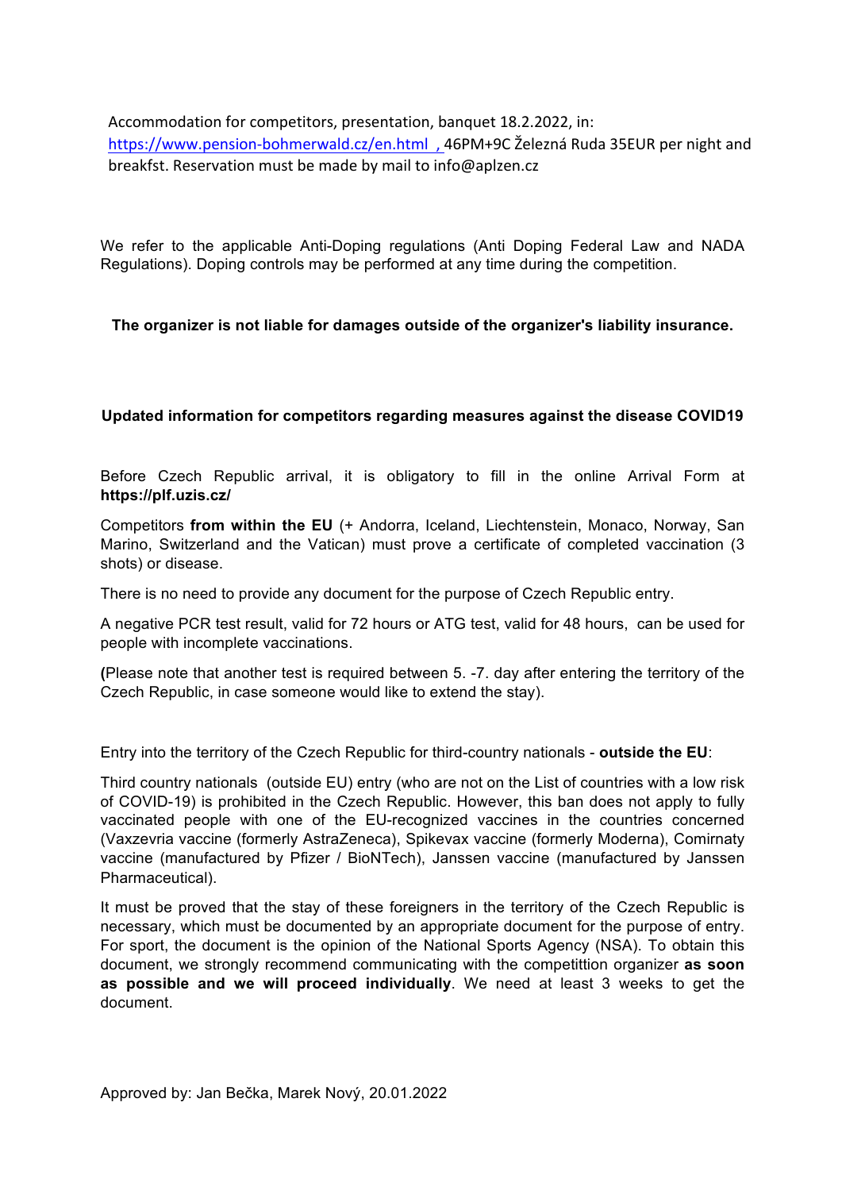Accommodation for competitors, presentation, banquet 18.2.2022, in:
https://www.pension-bohmerwald.cz/en.html , 46PM+9C Železná Ruda 35EUR per night and breakfst. Reservation must be made by mail to info@aplzen.cz

We refer to the applicable Anti-Doping regulations (Anti Doping Federal Law and NADA Regulations). Doping controls may be performed at any time during the competition.

**The organizer is not liable for damages outside of the organizer's liability insurance.**

**Updated information for competitors regarding measures against the disease COVID19**

Before Czech Republic arrival, it is obligatory to fill in the online Arrival Form at **https://plf.uzis.cz/**

Competitors **from within the EU** (+ Andorra, Iceland, Liechtenstein, Monaco, Norway, San Marino, Switzerland and the Vatican) must prove a certificate of completed vaccination (3 shots) or disease.

There is no need to provide any document for the purpose of Czech Republic entry.

A negative PCR test result, valid for 72 hours or ATG test, valid for 48 hours, can be used for people with incomplete vaccinations.

**(**Please note that another test is required between 5. -7. day after entering the territory of the Czech Republic, in case someone would like to extend the stay).

Entry into the territory of the Czech Republic for third-country nationals - **outside the EU**:

Third country nationals (outside EU) entry (who are not on the List of countries with a low risk of COVID-19) is prohibited in the Czech Republic. However, this ban does not apply to fully vaccinated people with one of the EU-recognized vaccines in the countries concerned (Vaxzevria vaccine (formerly AstraZeneca), Spikevax vaccine (formerly Moderna), Comirnaty vaccine (manufactured by Pfizer / BioNTech), Janssen vaccine (manufactured by Janssen Pharmaceutical).

It must be proved that the stay of these foreigners in the territory of the Czech Republic is necessary, which must be documented by an appropriate document for the purpose of entry. For sport, the document is the opinion of the National Sports Agency (NSA). To obtain this document, we strongly recommend communicating with the competittion organizer **as soon as possible and we will proceed individually**. We need at least 3 weeks to get the document.

Approved by: Jan Bečka, Marek Nový, 20.01.2022